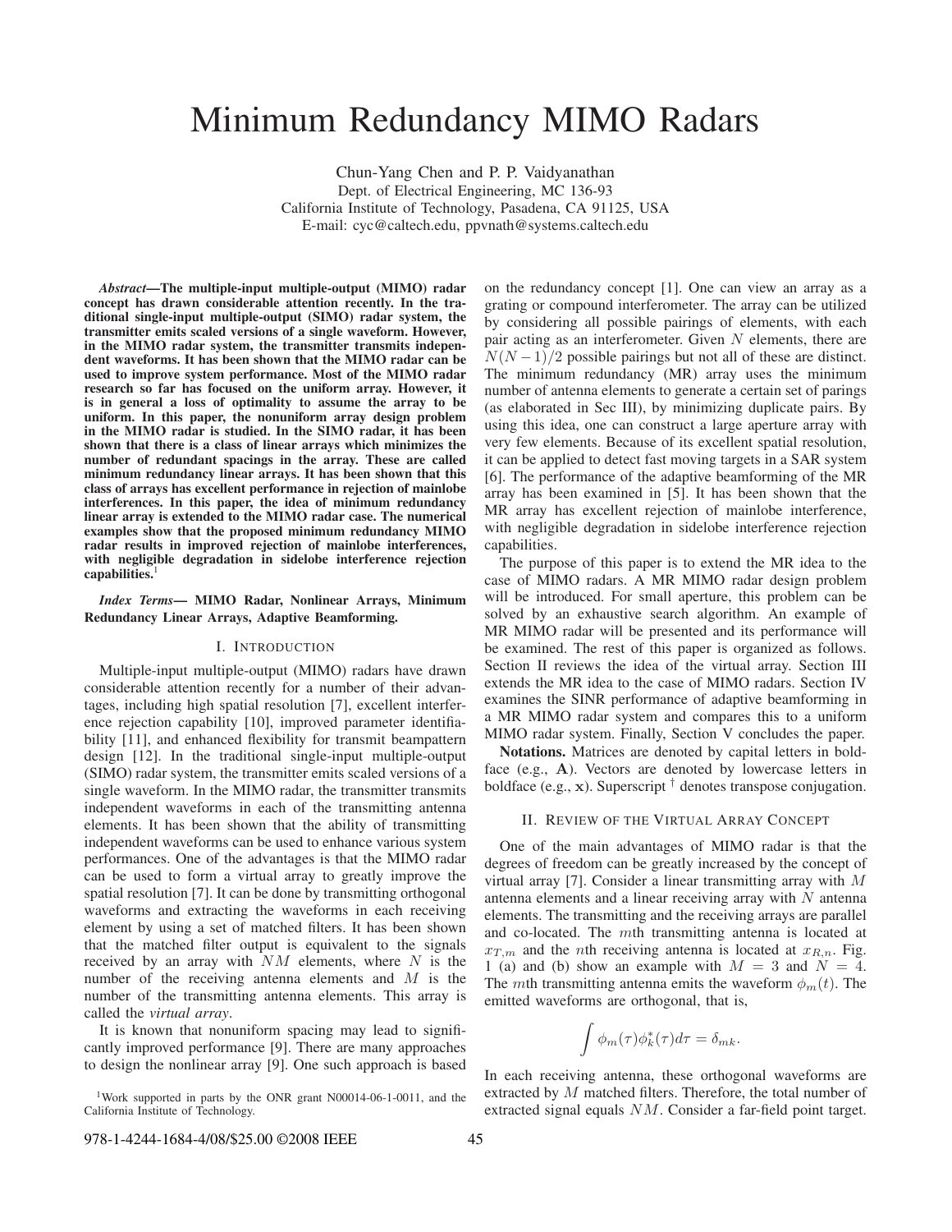# Minimum Redundancy MIMO Radars

Chun-Yang Chen and P. P. Vaidyanathan
Dept. of Electrical Engineering, MC 136-93
California Institute of Technology, Pasadena, CA 91125, USA
E-mail: cyc@caltech.edu, ppvnath@systems.caltech.edu

***Abstract*—The multiple-input multiple-output (MIMO) radar concept has drawn considerable attention recently. In the traditional single-input multiple-output (SIMO) radar system, the transmitter emits scaled versions of a single waveform. However, in the MIMO radar system, the transmitter transmits independent waveforms. It has been shown that the MIMO radar can be used to improve system performance. Most of the MIMO radar research so far has focused on the uniform array. However, it is in general a loss of optimality to assume the array to be uniform. In this paper, the nonuniform array design problem in the MIMO radar is studied. In the SIMO radar, it has been shown that there is a class of linear arrays which minimizes the number of redundant spacings in the array. These are called minimum redundancy linear arrays. It has been shown that this class of arrays has excellent performance in rejection of mainlobe interferences. In this paper, the idea of minimum redundancy linear array is extended to the MIMO radar case. The numerical examples show that the proposed minimum redundancy MIMO radar results in improved rejection of mainlobe interferences, with negligible degradation in sidelobe interference rejection capabilities.**[1]

***Index Terms*— MIMO Radar, Nonlinear Arrays, Minimum Redundancy Linear Arrays, Adaptive Beamforming.**

## I. Introduction

Multiple-input multiple-output (MIMO) radars have drawn considerable attention recently for a number of their advantages, including high spatial resolution [7], excellent interference rejection capability [10], improved parameter identifiability [11], and enhanced flexibility for transmit beampattern design [12]. In the traditional single-input multiple-output (SIMO) radar system, the transmitter emits scaled versions of a single waveform. In the MIMO radar, the transmitter transmits independent waveforms in each of the transmitting antenna elements. It has been shown that the ability of transmitting independent waveforms can be used to enhance various system performances. One of the advantages is that the MIMO radar can be used to form a virtual array to greatly improve the spatial resolution [7]. It can be done by transmitting orthogonal waveforms and extracting the waveforms in each receiving element by using a set of matched filters. It has been shown that the matched filter output is equivalent to the signals received by an array with $NM$ elements, where $N$ is the number of the receiving antenna elements and $M$ is the number of the transmitting antenna elements. This array is called the *virtual array*.

It is known that nonuniform spacing may lead to significantly improved performance [9]. There are many approaches to design the nonlinear array [9]. One such approach is based on the redundancy concept [1]. One can view an array as a grating or compound interferometer. The array can be utilized by considering all possible pairings of elements, with each pair acting as an interferometer. Given $N$ elements, there are $N(N-1)/2$ possible pairings but not all of these are distinct. The minimum redundancy (MR) array uses the minimum number of antenna elements to generate a certain set of parings (as elaborated in Sec III), by minimizing duplicate pairs. By using this idea, one can construct a large aperture array with very few elements. Because of its excellent spatial resolution, it can be applied to detect fast moving targets in a SAR system [6]. The performance of the adaptive beamforming of the MR array has been examined in [5]. It has been shown that the MR array has excellent rejection of mainlobe interference, with negligible degradation in sidelobe interference rejection capabilities.

The purpose of this paper is to extend the MR idea to the case of MIMO radars. A MR MIMO radar design problem will be introduced. For small aperture, this problem can be solved by an exhaustive search algorithm. An example of MR MIMO radar will be presented and its performance will be examined. The rest of this paper is organized as follows. Section II reviews the idea of the virtual array. Section III extends the MR idea to the case of MIMO radars. Section IV examines the SINR performance of adaptive beamforming in a MR MIMO radar system and compares this to a uniform MIMO radar system. Finally, Section V concludes the paper.

**Notations.** Matrices are denoted by capital letters in boldface (e.g., $\mathbf{A}$). Vectors are denoted by lowercase letters in boldface (e.g., $\mathbf{x}$). Superscript $^\dagger$ denotes transpose conjugation.

## II. Review of the Virtual Array Concept

One of the main advantages of MIMO radar is that the degrees of freedom can be greatly increased by the concept of virtual array [7]. Consider a linear transmitting array with $M$ antenna elements and a linear receiving array with $N$ antenna elements. The transmitting and the receiving arrays are parallel and co-located. The $m$th transmitting antenna is located at $x_{T,m}$ and the $n$th receiving antenna is located at $x_{R,n}$. Fig. 1 (a) and (b) show an example with $M = 3$ and $N = 4$. The $m$th transmitting antenna emits the waveform $\phi_m(t)$. The emitted waveforms are orthogonal, that is,

$$\int \phi_m(\tau)\phi_k^*(\tau)d\tau = \delta_{mk}.$$

In each receiving antenna, these orthogonal waveforms are extracted by $M$ matched filters. Therefore, the total number of extracted signal equals $NM$. Consider a far-field point target.

[1]Work supported in parts by the ONR grant N00014-06-1-0011, and the California Institute of Technology.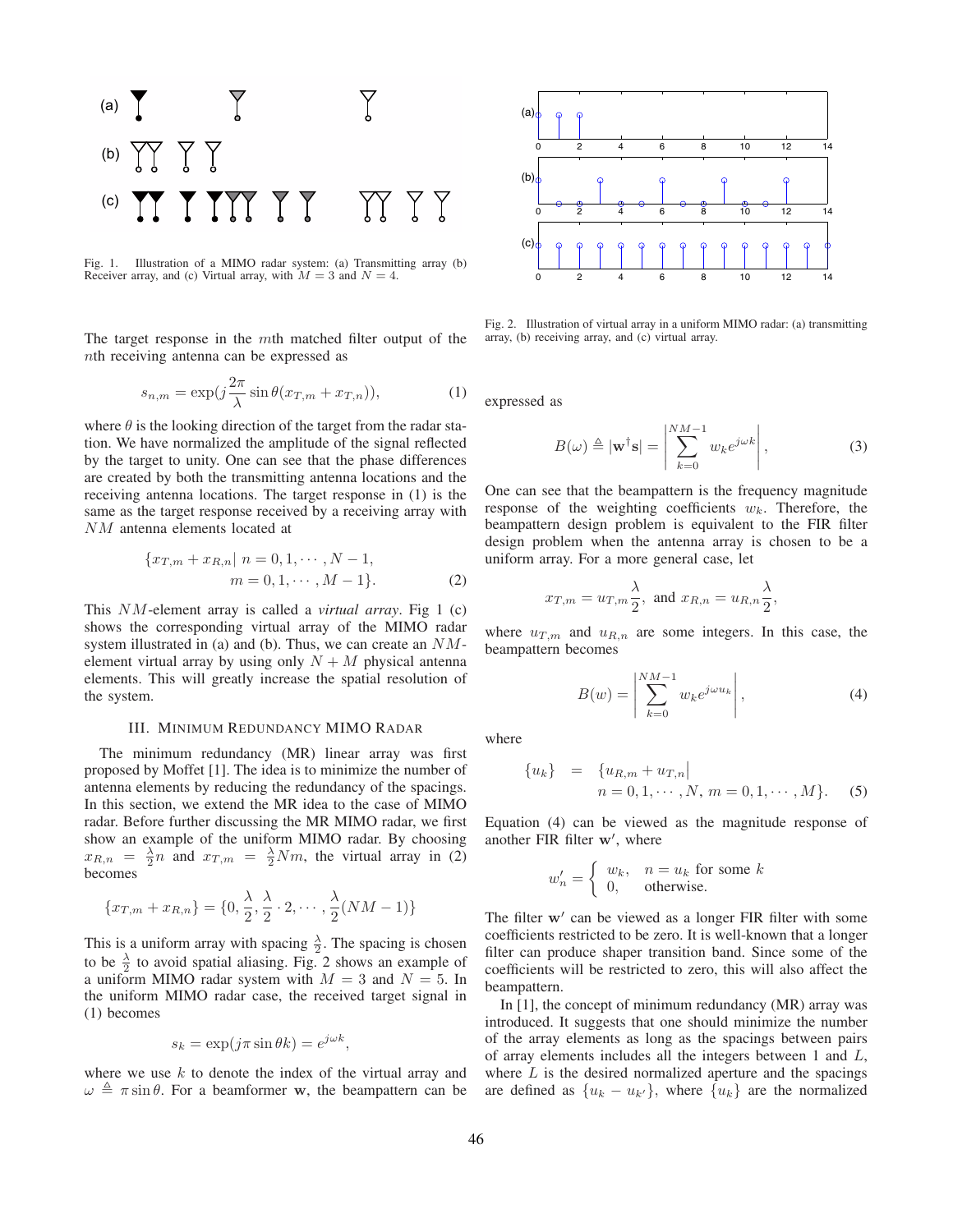Fig. 1. Illustration of a MIMO radar system: (a) Transmitting array (b) Receiver array, and (c) Virtual array, with $M = 3$ and $N = 4$.

The target response in the $m$th matched filter output of the $n$th receiving antenna can be expressed as

$$s_{n,m} = \exp(j\frac{2\pi}{\lambda}\sin\theta(x_{T,m} + x_{T,n})), \tag{1}$$

where $\theta$ is the looking direction of the target from the radar station. We have normalized the amplitude of the signal reflected by the target to unity. One can see that the phase differences are created by both the transmitting antenna locations and the receiving antenna locations. The target response in (1) is the same as the target response received by a receiving array with $NM$ antenna elements located at

$$\{x_{T,m} + x_{R,n}|\; n = 0, 1, \cdots, N-1, \\ m = 0, 1, \cdots, M-1\}. \tag{2}$$

This $NM$-element array is called a *virtual array*. Fig 1 (c) shows the corresponding virtual array of the MIMO radar system illustrated in (a) and (b). Thus, we can create an $NM$-element virtual array by using only $N + M$ physical antenna elements. This will greatly increase the spatial resolution of the system.

## III. Minimum Redundancy MIMO Radar

The minimum redundancy (MR) linear array was first proposed by Moffet [1]. The idea is to minimize the number of antenna elements by reducing the redundancy of the spacings. In this section, we extend the MR idea to the case of MIMO radar. Before further discussing the MR MIMO radar, we first show an example of the uniform MIMO radar. By choosing $x_{R,n} = \frac{\lambda}{2}n$ and $x_{T,m} = \frac{\lambda}{2}Nm$, the virtual array in (2) becomes

$$\{x_{T,m} + x_{R,n}\} = \{0, \frac{\lambda}{2}, \frac{\lambda}{2}\cdot 2, \cdots, \frac{\lambda}{2}(NM-1)\}$$

This is a uniform array with spacing $\frac{\lambda}{2}$. The spacing is chosen to be $\frac{\lambda}{2}$ to avoid spatial aliasing. Fig. 2 shows an example of a uniform MIMO radar system with $M = 3$ and $N = 5$. In the uniform MIMO radar case, the received target signal in (1) becomes

$$s_k = \exp(j\pi\sin\theta k) = e^{j\omega k},$$

where we use $k$ to denote the index of the virtual array and $\omega \triangleq \pi\sin\theta$. For a beamformer $\mathbf{w}$, the beampattern can be

Fig. 2. Illustration of virtual array in a uniform MIMO radar: (a) transmitting array, (b) receiving array, and (c) virtual array.

expressed as

$$B(\omega) \triangleq |\mathbf{w}^\dagger\mathbf{s}| = \left|\sum_{k=0}^{NM-1} w_k e^{j\omega k}\right|, \tag{3}$$

One can see that the beampattern is the frequency magnitude response of the weighting coefficients $w_k$. Therefore, the beampattern design problem is equivalent to the FIR filter design problem when the antenna array is chosen to be a uniform array. For a more general case, let

$$x_{T,m} = u_{T,m}\frac{\lambda}{2}, \text{ and } x_{R,n} = u_{R,n}\frac{\lambda}{2},$$

where $u_{T,m}$ and $u_{R,n}$ are some integers. In this case, the beampattern becomes

$$B(w) = \left|\sum_{k=0}^{NM-1} w_k e^{j\omega u_k}\right|, \tag{4}$$

where

$$\{u_k\} = \{u_{R,m} + u_{T,n}| \\ n = 0, 1, \cdots, N, \; m = 0, 1, \cdots, M\}. \tag{5}$$

Equation (4) can be viewed as the magnitude response of another FIR filter $\mathbf{w}'$, where

$$w'_n = \begin{cases} w_k, & n = u_k \text{ for some } k \\ 0, & \text{otherwise.} \end{cases}$$

The filter $\mathbf{w}'$ can be viewed as a longer FIR filter with some coefficients restricted to be zero. It is well-known that a longer filter can produce shaper transition band. Since some of the coefficients will be restricted to zero, this will also affect the beampattern.

In [1], the concept of minimum redundancy (MR) array was introduced. It suggests that one should minimize the number of the array elements as long as the spacings between pairs of array elements includes all the integers between 1 and $L$, where $L$ is the desired normalized aperture and the spacings are defined as $\{u_k - u_{k'}\}$, where $\{u_k\}$ are the normalized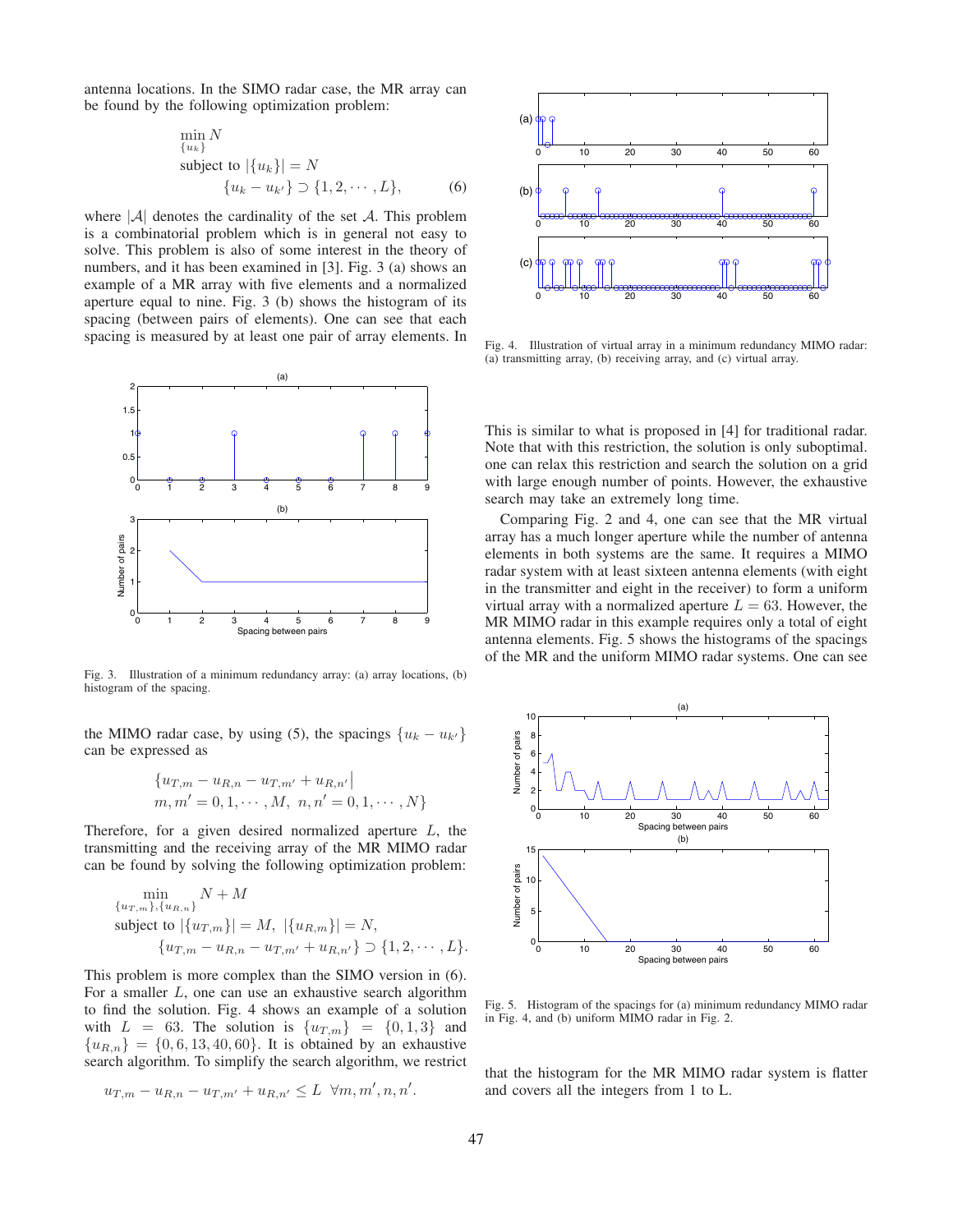antenna locations. In the SIMO radar case, the MR array can be found by the following optimization problem:

$$\begin{aligned} &\min_{\{u_k\}} N \\ &\text{subject to } |\{u_k\}| = N \\ &\qquad \{u_k - u_{k'}\} \supset \{1, 2, \cdots, L\}, \end{aligned} \tag{6}$$

where $|\mathcal{A}|$ denotes the cardinality of the set $\mathcal{A}$. This problem is a combinatorial problem which is in general not easy to solve. This problem is also of some interest in the theory of numbers, and it has been examined in [3]. Fig. 3 (a) shows an example of a MR array with five elements and a normalized aperture equal to nine. Fig. 3 (b) shows the histogram of its spacing (between pairs of elements). One can see that each spacing is measured by at least one pair of array elements. In the MIMO radar case, by using (5), the spacings $\{u_k - u_{k'}\}$ can be expressed as

$$\{u_{T,m} - u_{R,n} - u_{T,m'} + u_{R,n'} | \\ m, m' = 0, 1, \cdots, M, \; n, n' = 0, 1, \cdots, N\}$$

Fig. 3. Illustration of a minimum redundancy array: (a) array locations, (b) histogram of the spacing.

Therefore, for a given desired normalized aperture $L$, the transmitting and the receiving array of the MR MIMO radar can be found by solving the following optimization problem:

$$\begin{aligned} &\min_{\{u_{T,m}\},\{u_{R,n}\}} N + M \\ &\text{subject to } |\{u_{T,m}\}| = M, \; |\{u_{R,m}\}| = N, \\ &\qquad \{u_{T,m} - u_{R,n} - u_{T,m'} + u_{R,n'}\} \supset \{1, 2, \cdots, L\}. \end{aligned}$$

This problem is more complex than the SIMO version in (6). For a smaller $L$, one can use an exhaustive search algorithm to find the solution. Fig. 4 shows an example of a solution with $L = 63$. The solution is $\{u_{T,m}\} = \{0, 1, 3\}$ and $\{u_{R,n}\} = \{0, 6, 13, 40, 60\}$. It is obtained by an exhaustive search algorithm. To simplify the search algorithm, we restrict

$$u_{T,m} - u_{R,n} - u_{T,m'} + u_{R,n'} \leq L \;\; \forall m, m', n, n'.$$

Fig. 4. Illustration of virtual array in a minimum redundancy MIMO radar: (a) transmitting array, (b) receiving array, and (c) virtual array.

This is similar to what is proposed in [4] for traditional radar. Note that with this restriction, the solution is only suboptimal. one can relax this restriction and search the solution on a grid with large enough number of points. However, the exhaustive search may take an extremely long time.

Comparing Fig. 2 and 4, one can see that the MR virtual array has a much longer aperture while the number of antenna elements in both systems are the same. It requires a MIMO radar system with at least sixteen antenna elements (with eight in the transmitter and eight in the receiver) to form a uniform virtual array with a normalized aperture $L = 63$. However, the MR MIMO radar in this example requires only a total of eight antenna elements. Fig. 5 shows the histograms of the spacings of the MR and the uniform MIMO radar systems. One can see that the histogram for the MR MIMO radar system is flatter and covers all the integers from 1 to L.

Fig. 5. Histogram of the spacings for (a) minimum redundancy MIMO radar in Fig. 4, and (b) uniform MIMO radar in Fig. 2.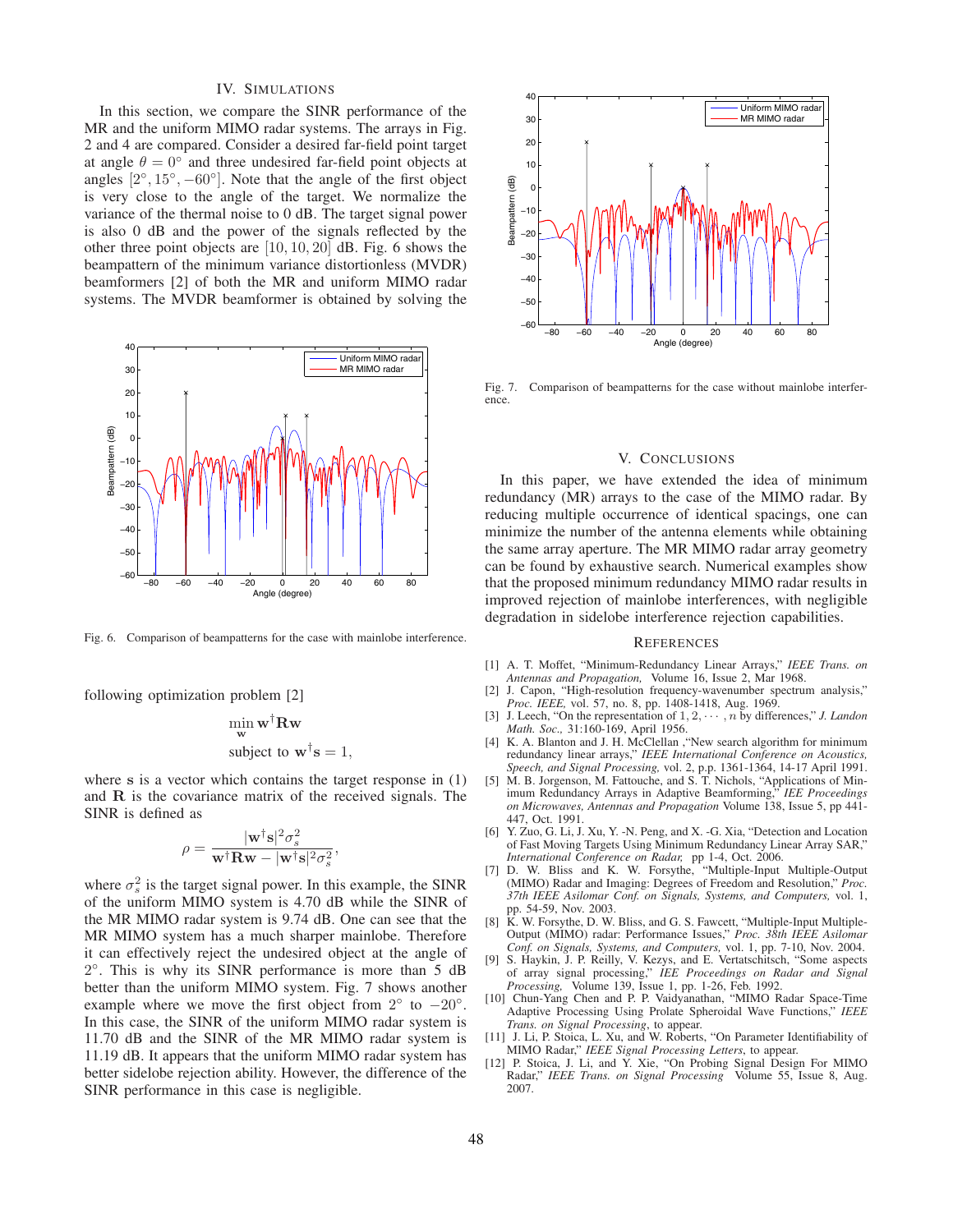## IV. Simulations

In this section, we compare the SINR performance of the MR and the uniform MIMO radar systems. The arrays in Fig. 2 and 4 are compared. Consider a desired far-field point target at angle $\theta = 0^\circ$ and three undesired far-field point objects at angles $[2^\circ, 15^\circ, -60^\circ]$. Note that the angle of the first object is very close to the angle of the target. We normalize the variance of the thermal noise to 0 dB. The target signal power is also 0 dB and the power of the signals reflected by the other three point objects are $[10, 10, 20]$ dB. Fig. 6 shows the beampattern of the minimum variance distortionless (MVDR) beamformers [2] of both the MR and uniform MIMO radar systems. The MVDR beamformer is obtained by solving the

Uniform MIMO radar
MR MIMO radar
Beampattern (dB)
Angle (degree)
40 30 20 10 0 −10 −20 −30 −40 −50 −60
−80 −60 −40 −20 0 20 40 60 80

Fig. 6. Comparison of beampatterns for the case with mainlobe interference.

following optimization problem [2]

$$\min_{\mathbf{w}} \mathbf{w}^\dagger \mathbf{R} \mathbf{w}$$
$$\text{subject to } \mathbf{w}^\dagger \mathbf{s} = 1,$$

where $\mathbf{s}$ is a vector which contains the target response in (1) and $\mathbf{R}$ is the covariance matrix of the received signals. The SINR is defined as

$$\rho = \frac{|\mathbf{w}^\dagger \mathbf{s}|^2 \sigma_s^2}{\mathbf{w}^\dagger \mathbf{R} \mathbf{w} - |\mathbf{w}^\dagger \mathbf{s}|^2 \sigma_s^2},$$

where $\sigma_s^2$ is the target signal power. In this example, the SINR of the uniform MIMO system is 4.70 dB while the SINR of the MR MIMO radar system is 9.74 dB. One can see that the MR MIMO system has a much sharper mainlobe. Therefore it can effectively reject the undesired object at the angle of $2^\circ$. This is why its SINR performance is more than 5 dB better than the uniform MIMO system. Fig. 7 shows another example where we move the first object from $2^\circ$ to $-20^\circ$. In this case, the SINR of the uniform MIMO radar system is 11.70 dB and the SINR of the MR MIMO radar system is 11.19 dB. It appears that the uniform MIMO radar system has better sidelobe rejection ability. However, the difference of the SINR performance in this case is negligible.

Uniform MIMO radar
MR MIMO radar
Beampattern (dB)
Angle (degree)
40 30 20 10 0 −10 −20 −30 −40 −50 −60
−80 −60 −40 −20 0 20 40 60 80

Fig. 7. Comparison of beampatterns for the case without mainlobe interference.

## V. Conclusions

In this paper, we have extended the idea of minimum redundancy (MR) arrays to the case of the MIMO radar. By reducing multiple occurrence of identical spacings, one can minimize the number of the antenna elements while obtaining the same array aperture. The MR MIMO radar array geometry can be found by exhaustive search. Numerical examples show that the proposed minimum redundancy MIMO radar results in improved rejection of mainlobe interferences, with negligible degradation in sidelobe interference rejection capabilities.

## References

[1] A. T. Moffet, "Minimum-Redundancy Linear Arrays," *IEEE Trans. on Antennas and Propagation,* Volume 16, Issue 2, Mar 1968.

[2] J. Capon, "High-resolution frequency-wavenumber spectrum analysis," *Proc. IEEE,* vol. 57, no. 8, pp. 1408-1418, Aug. 1969.

[3] J. Leech, "On the representation of $1, 2, \cdots, n$ by differences," *J. Landon Math. Soc.,* 31:160-169, April 1956.

[4] K. A. Blanton and J. H. McClellan ,"New search algorithm for minimum redundancy linear arrays," *IEEE International Conference on Acoustics, Speech, and Signal Processing,* vol. 2, p.p. 1361-1364, 14-17 April 1991.

[5] M. B. Jorgenson, M. Fattouche, and S. T. Nichols, "Applications of Minimum Redundancy Arrays in Adaptive Beamforming," *IEE Proceedings on Microwaves, Antennas and Propagation* Volume 138, Issue 5, pp 441-447, Oct. 1991.

[6] Y. Zuo, G. Li, J. Xu, Y. -N. Peng, and X. -G. Xia, "Detection and Location of Fast Moving Targets Using Minimum Redundancy Linear Array SAR," *International Conference on Radar,* pp 1-4, Oct. 2006.

[7] D. W. Bliss and K. W. Forsythe, "Multiple-Input Multiple-Output (MIMO) Radar and Imaging: Degrees of Freedom and Resolution," *Proc. 37th IEEE Asilomar Conf. on Signals, Systems, and Computers,* vol. 1, pp. 54-59, Nov. 2003.

[8] K. W. Forsythe, D. W. Bliss, and G. S. Fawcett, "Multiple-Input Multiple-Output (MIMO) radar: Performance Issues," *Proc. 38th IEEE Asilomar Conf. on Signals, Systems, and Computers,* vol. 1, pp. 7-10, Nov. 2004.

[9] S. Haykin, J. P. Reilly, V. Kezys, and E. Vertatschitsch, "Some aspects of array signal processing," *IEE Proceedings on Radar and Signal Processing,* Volume 139, Issue 1, pp. 1-26, Feb. 1992.

[10] Chun-Yang Chen and P. P. Vaidyanathan, "MIMO Radar Space-Time Adaptive Processing Using Prolate Spheroidal Wave Functions," *IEEE Trans. on Signal Processing*, to appear.

[11] J. Li, P. Stoica, L. Xu, and W. Roberts, "On Parameter Identifiability of MIMO Radar," *IEEE Signal Processing Letters*, to appear.

[12] P. Stoica, J. Li, and Y. Xie, "On Probing Signal Design For MIMO Radar," *IEEE Trans. on Signal Processing* Volume 55, Issue 8, Aug. 2007.